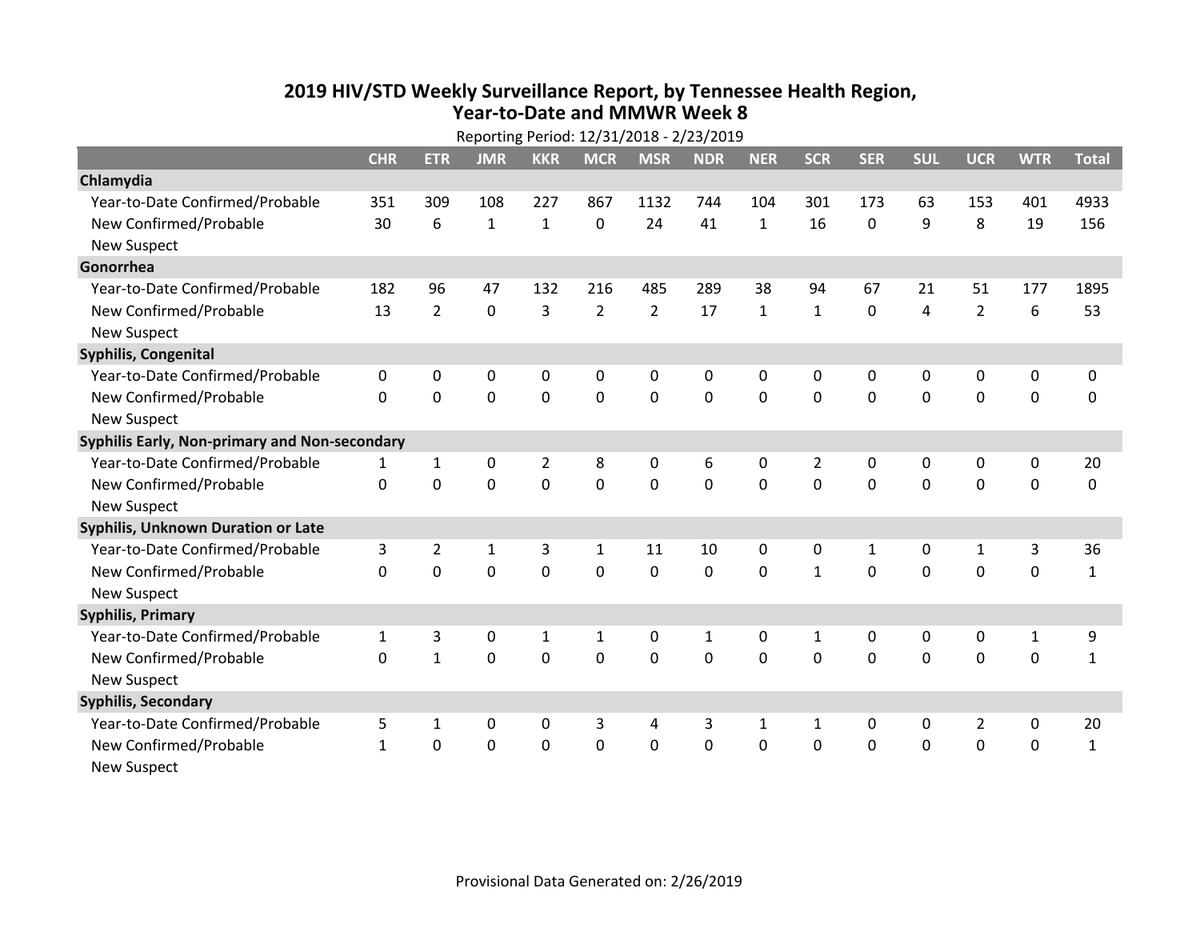# 2019 HIV/STD Weekly Surveillance Report, by Tennessee Health Region, Year-to-Date and MMWR Week 8

Reporting Period: 12/31/2018 - 2/23/2019

| | CHR | ETR | JMR | KKR | MCR | MSR | NDR | NER | SCR | SER | SUL | UCR | WTR | Total |
|---|---|---|---|---|---|---|---|---|---|---|---|---|---|---|
| **Chlamydia** | | | | | | | | | | | | | | |
| Year-to-Date Confirmed/Probable | 351 | 309 | 108 | 227 | 867 | 1132 | 744 | 104 | 301 | 173 | 63 | 153 | 401 | 4933 |
| New Confirmed/Probable | 30 | 6 | 1 | 1 | 0 | 24 | 41 | 1 | 16 | 0 | 9 | 8 | 19 | 156 |
| New Suspect | | | | | | | | | | | | | | |
| **Gonorrhea** | | | | | | | | | | | | | | |
| Year-to-Date Confirmed/Probable | 182 | 96 | 47 | 132 | 216 | 485 | 289 | 38 | 94 | 67 | 21 | 51 | 177 | 1895 |
| New Confirmed/Probable | 13 | 2 | 0 | 3 | 2 | 2 | 17 | 1 | 1 | 0 | 4 | 2 | 6 | 53 |
| New Suspect | | | | | | | | | | | | | | |
| **Syphilis, Congenital** | | | | | | | | | | | | | | |
| Year-to-Date Confirmed/Probable | 0 | 0 | 0 | 0 | 0 | 0 | 0 | 0 | 0 | 0 | 0 | 0 | 0 | 0 |
| New Confirmed/Probable | 0 | 0 | 0 | 0 | 0 | 0 | 0 | 0 | 0 | 0 | 0 | 0 | 0 | 0 |
| New Suspect | | | | | | | | | | | | | | |
| **Syphilis Early, Non-primary and Non-secondary** | | | | | | | | | | | | | | |
| Year-to-Date Confirmed/Probable | 1 | 1 | 0 | 2 | 8 | 0 | 6 | 0 | 2 | 0 | 0 | 0 | 0 | 20 |
| New Confirmed/Probable | 0 | 0 | 0 | 0 | 0 | 0 | 0 | 0 | 0 | 0 | 0 | 0 | 0 | 0 |
| New Suspect | | | | | | | | | | | | | | |
| **Syphilis, Unknown Duration or Late** | | | | | | | | | | | | | | |
| Year-to-Date Confirmed/Probable | 3 | 2 | 1 | 3 | 1 | 11 | 10 | 0 | 0 | 1 | 0 | 1 | 3 | 36 |
| New Confirmed/Probable | 0 | 0 | 0 | 0 | 0 | 0 | 0 | 0 | 1 | 0 | 0 | 0 | 0 | 1 |
| New Suspect | | | | | | | | | | | | | | |
| **Syphilis, Primary** | | | | | | | | | | | | | | |
| Year-to-Date Confirmed/Probable | 1 | 3 | 0 | 1 | 1 | 0 | 1 | 0 | 1 | 0 | 0 | 0 | 1 | 9 |
| New Confirmed/Probable | 0 | 1 | 0 | 0 | 0 | 0 | 0 | 0 | 0 | 0 | 0 | 0 | 0 | 1 |
| New Suspect | | | | | | | | | | | | | | |
| **Syphilis, Secondary** | | | | | | | | | | | | | | |
| Year-to-Date Confirmed/Probable | 5 | 1 | 0 | 0 | 3 | 4 | 3 | 1 | 1 | 0 | 0 | 2 | 0 | 20 |
| New Confirmed/Probable | 1 | 0 | 0 | 0 | 0 | 0 | 0 | 0 | 0 | 0 | 0 | 0 | 0 | 1 |
| New Suspect | | | | | | | | | | | | | | |

Provisional Data Generated on: 2/26/2019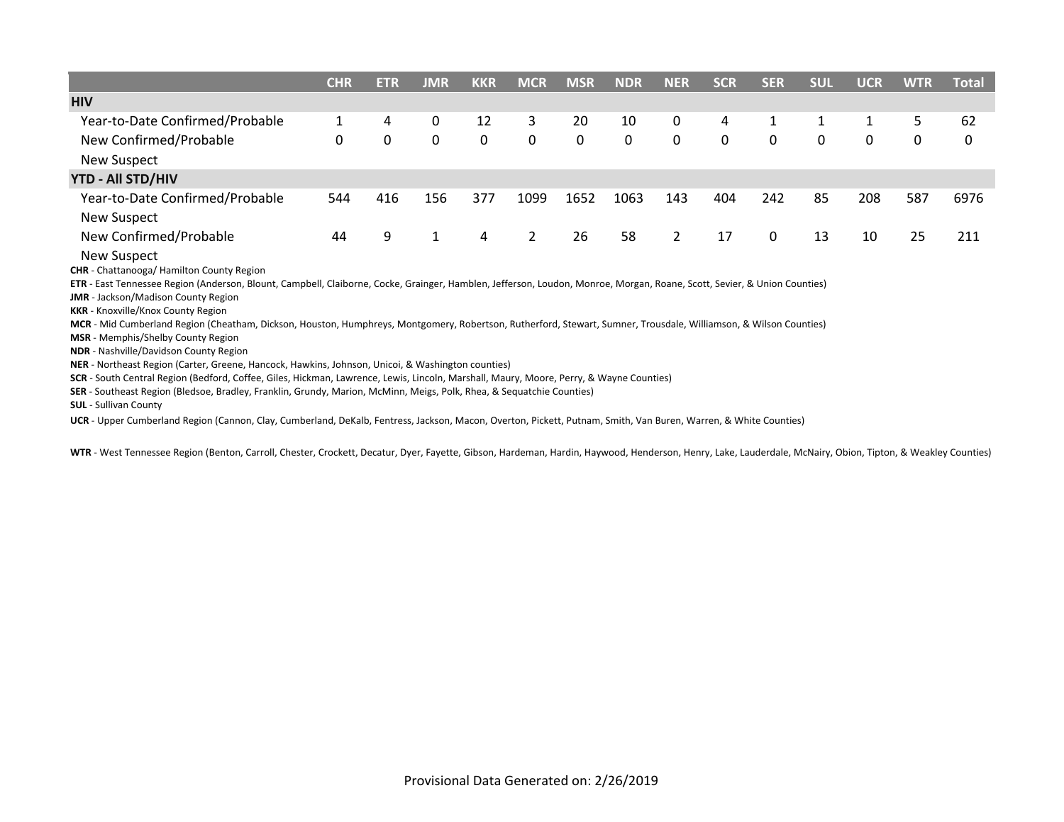| | CHR | ETR | JMR | KKR | MCR | MSR | NDR | NER | SCR | SER | SUL | UCR | WTR | Total |
|---|---|---|---|---|---|---|---|---|---|---|---|---|---|---|
| **HIV** | | | | | | | | | | | | | | |
| Year-to-Date Confirmed/Probable | 1 | 4 | 0 | 12 | 3 | 20 | 10 | 0 | 4 | 1 | 1 | 1 | 5 | 62 |
| New Confirmed/Probable | 0 | 0 | 0 | 0 | 0 | 0 | 0 | 0 | 0 | 0 | 0 | 0 | 0 | 0 |
| New Suspect | | | | | | | | | | | | | | |
| **YTD - All STD/HIV** | | | | | | | | | | | | | | |
| Year-to-Date Confirmed/Probable | 544 | 416 | 156 | 377 | 1099 | 1652 | 1063 | 143 | 404 | 242 | 85 | 208 | 587 | 6976 |
| New Suspect | | | | | | | | | | | | | | |
| New Confirmed/Probable | 44 | 9 | 1 | 4 | 2 | 26 | 58 | 2 | 17 | 0 | 13 | 10 | 25 | 211 |
| New Suspect | | | | | | | | | | | | | | |

**CHR** - Chattanooga/ Hamilton County Region

**ETR** - East Tennessee Region (Anderson, Blount, Campbell, Claiborne, Cocke, Grainger, Hamblen, Jefferson, Loudon, Monroe, Morgan, Roane, Scott, Sevier, & Union Counties)

**JMR** - Jackson/Madison County Region

**KKR** - Knoxville/Knox County Region

**MCR** - Mid Cumberland Region (Cheatham, Dickson, Houston, Humphreys, Montgomery, Robertson, Rutherford, Stewart, Sumner, Trousdale, Williamson, & Wilson Counties)

**MSR** - Memphis/Shelby County Region

**NDR** - Nashville/Davidson County Region

**NER** - Northeast Region (Carter, Greene, Hancock, Hawkins, Johnson, Unicoi, & Washington counties)

**SCR** - South Central Region (Bedford, Coffee, Giles, Hickman, Lawrence, Lewis, Lincoln, Marshall, Maury, Moore, Perry, & Wayne Counties)

**SER** - Southeast Region (Bledsoe, Bradley, Franklin, Grundy, Marion, McMinn, Meigs, Polk, Rhea, & Sequatchie Counties)

**SUL** - Sullivan County

**UCR** - Upper Cumberland Region (Cannon, Clay, Cumberland, DeKalb, Fentress, Jackson, Macon, Overton, Pickett, Putnam, Smith, Van Buren, Warren, & White Counties)

**WTR** - West Tennessee Region (Benton, Carroll, Chester, Crockett, Decatur, Dyer, Fayette, Gibson, Hardeman, Hardin, Haywood, Henderson, Henry, Lake, Lauderdale, McNairy, Obion, Tipton, & Weakley Counties)

Provisional Data Generated on: 2/26/2019